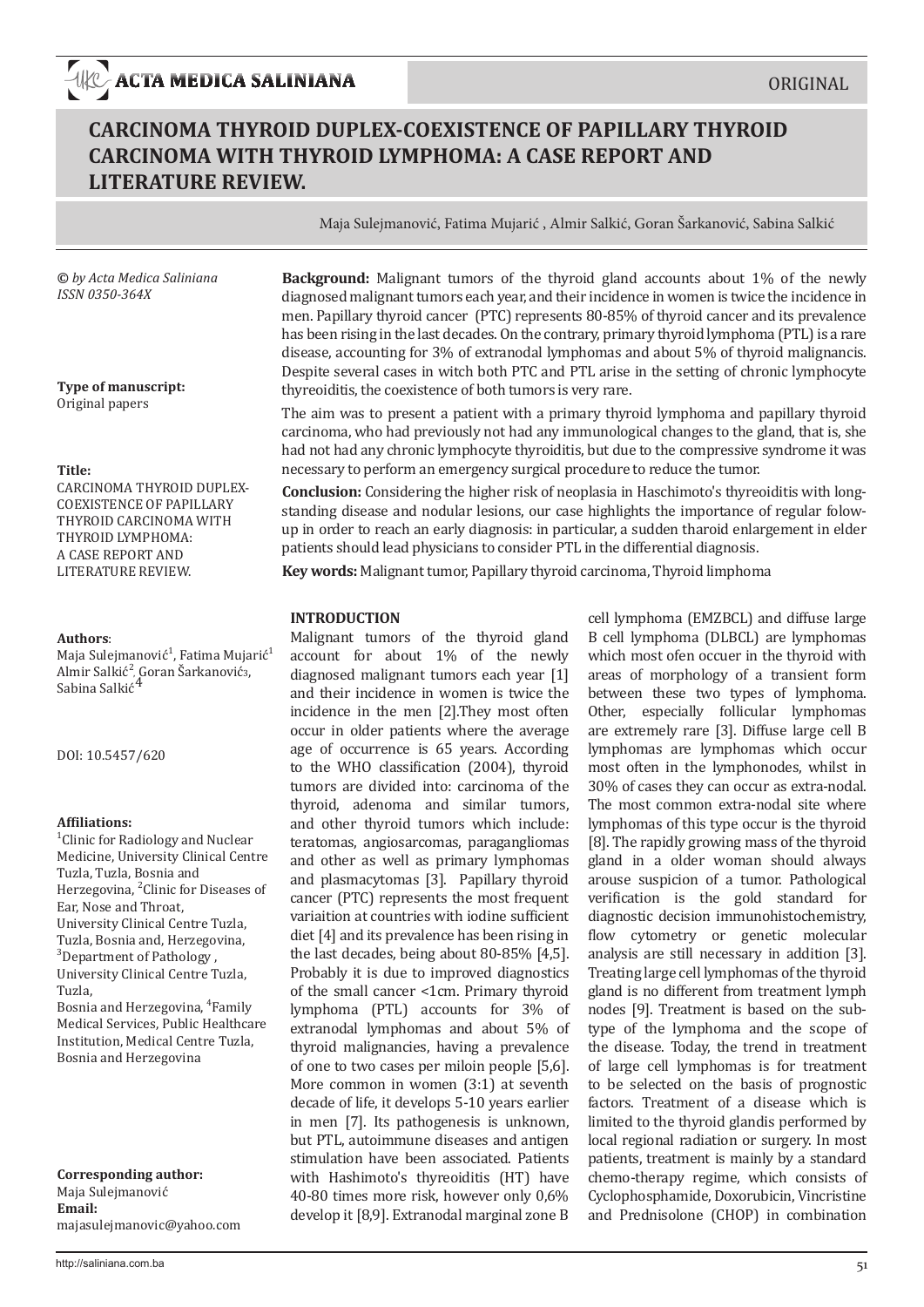ORIGINAL

# CARCINOMA THYROID DUPLEX-COEXISTENCE OF PAPILLARY THYROID CARCINOMA WITH THYROID LYMPHOMA: A CASE REPORT AND LITERATURE REVIEW.

Maja Sulejmanović, Fatima Mujarić , Almir Salkić, Goran Šarkanović, Sabina Salkić

*© by Acta Medica Saliniana*
*ISSN 0350-364X*

**Type of manuscript:**
Original papers

**Title:**
CARCINOMA THYROID DUPLEX-COEXISTENCE OF PAPILLARY THYROID CARCINOMA WITH THYROID LYMPHOMA: A CASE REPORT AND LITERATURE REVIEW.

**Authors**:
Maja Sulejmanović[1], Fatima Mujarić[1] Almir Salkić[2], Goran Šarkanović[3], Sabina Salkić[4]

DOI: 10.5457/620

**Affiliations:**
[1]Clinic for Radiology and Nuclear Medicine, University Clinical Centre Tuzla, Tuzla, Bosnia and Herzegovina, [2]Clinic for Diseases of Ear, Nose and Throat, University Clinical Centre Tuzla, Tuzla, Bosnia and, Herzegovina, [3]Department of Pathology , University Clinical Centre Tuzla, Tuzla, Bosnia and Herzegovina, [4]Family Medical Services, Public Healthcare Institution, Medical Centre Tuzla, Bosnia and Herzegovina

**Corresponding author:**
Maja Sulejmanović
**Email:**
majasulejmanovic@yahoo.com

**Background:** Malignant tumors of the thyroid gland accounts about 1% of the newly diagnosed malignant tumors each year, and their incidence in women is twice the incidence in men. Papillary thyroid cancer (PTC) represents 80-85% of thyroid cancer and its prevalence has been rising in the last decades. On the contrary, primary thyroid lymphoma (PTL) is a rare disease, accounting for 3% of extranodal lymphomas and about 5% of thyroid malignancis. Despite several cases in witch both PTC and PTL arise in the setting of chronic lymphocyte thyreoiditis, the coexistence of both tumors is very rare.

The aim was to present a patient with a primary thyroid lymphoma and papillary thyroid carcinoma, who had previously not had any immunological changes to the gland, that is, she had not had any chronic lymphocyte thyroiditis, but due to the compressive syndrome it was necessary to perform an emergency surgical procedure to reduce the tumor.

**Conclusion:** Considering the higher risk of neoplasia in Haschimoto's thyreoiditis with long-standing disease and nodular lesions, our case highlights the importance of regular folow-up in order to reach an early diagnosis: in particular, a sudden tharoid enlargement in elder patients should lead physicians to consider PTL in the differential diagnosis.

**Key words:** Malignant tumor, Papillary thyroid carcinoma, Thyroid limphoma

## INTRODUCTION

Malignant tumors of the thyroid gland account for about 1% of the newly diagnosed malignant tumors each year [1] and their incidence in women is twice the incidence in the men [2].They most often occur in older patients where the average age of occurrence is 65 years. According to the WHO classification (2004), thyroid tumors are divided into: carcinoma of the thyroid, adenoma and similar tumors, and other thyroid tumors which include: teratomas, angiosarcomas, paragangliomas and other as well as primary lymphomas and plasmacytomas [3]. Papillary thyroid cancer (PTC) represents the most frequent variaition at countries with iodine sufficient diet [4] and its prevalence has been rising in the last decades, being about 80-85% [4,5]. Probably it is due to improved diagnostics of the small cancer <1cm. Primary thyroid lymphoma (PTL) accounts for 3% of extranodal lymphomas and about 5% of thyroid malignancies, having a prevalence of one to two cases per miloin people [5,6]. More common in women (3:1) at seventh decade of life, it develops 5-10 years earlier in men [7]. Its pathogenesis is unknown, but PTL, autoimmune diseases and antigen stimulation have been associated. Patients with Hashimoto's thyreoiditis (HT) have 40-80 times more risk, however only 0,6% develop it [8,9]. Extranodal marginal zone B cell lymphoma (EMZBCL) and diffuse large B cell lymphoma (DLBCL) are lymphomas which most ofen occuer in the thyroid with areas of morphology of a transient form between these two types of lymphoma. Other, especially follicular lymphomas are extremely rare [3]. Diffuse large cell B lymphomas are lymphomas which occur most often in the lymphonodes, whilst in 30% of cases they can occur as extra-nodal. The most common extra-nodal site where lymphomas of this type occur is the thyroid [8]. The rapidly growing mass of the thyroid gland in a older woman should always arouse suspicion of a tumor. Pathological verification is the gold standard for diagnostic decision immunohistochemistry, flow cytometry or genetic molecular analysis are still necessary in addition [3]. Treating large cell lymphomas of the thyroid gland is no different from treatment lymph nodes [9]. Treatment is based on the sub-type of the lymphoma and the scope of the disease. Today, the trend in treatment of large cell lymphomas is for treatment to be selected on the basis of prognostic factors. Treatment of a disease which is limited to the thyroid glandis performed by local regional radiation or surgery. In most patients, treatment is mainly by a standard chemo-therapy regime, which consists of Cyclophosphamide, Doxorubicin, Vincristine and Prednisolone (CHOP) in combination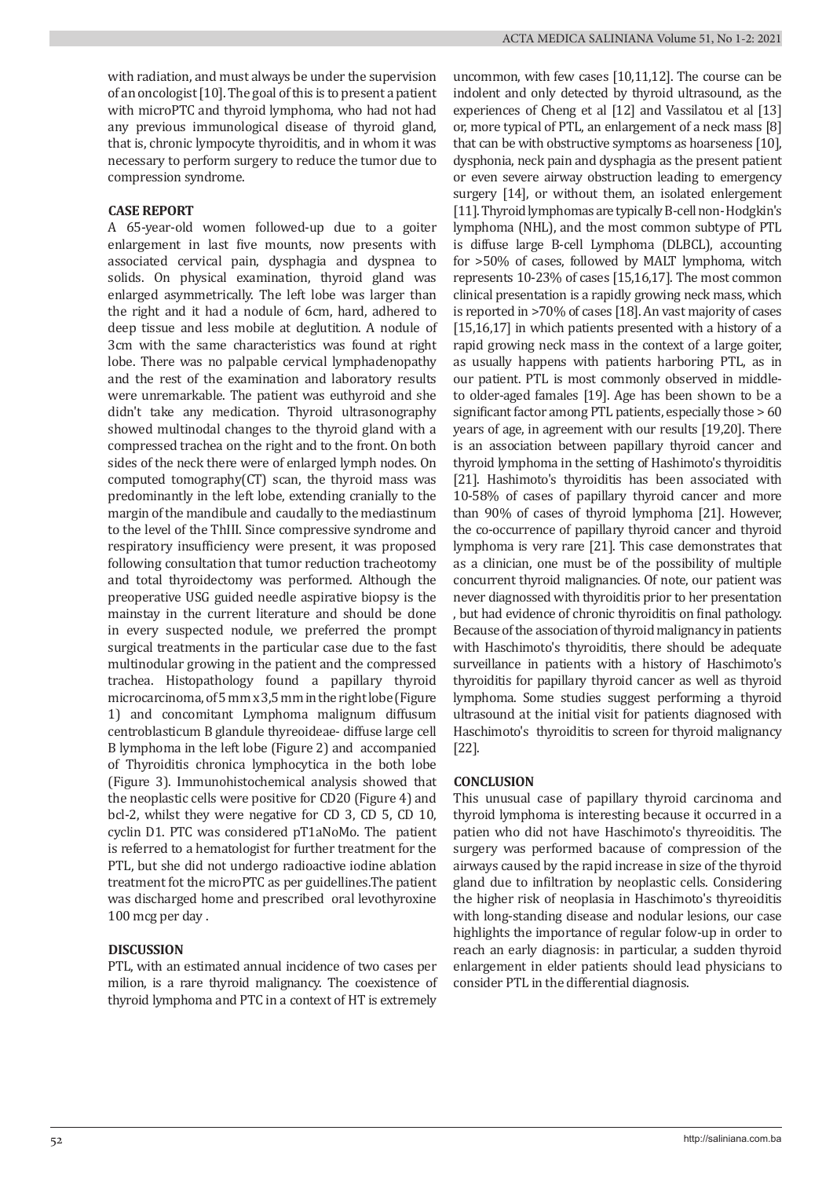with radiation, and must always be under the supervision of an oncologist [10]. The goal of this is to present a patient with microPTC and thyroid lymphoma, who had not had any previous immunological disease of thyroid gland, that is, chronic lympocyte thyroiditis, and in whom it was necessary to perform surgery to reduce the tumor due to compression syndrome.

## CASE REPORT

A 65-year-old women followed-up due to a goiter enlargement in last five mounts, now presents with associated cervical pain, dysphagia and dyspnea to solids. On physical examination, thyroid gland was enlarged asymmetrically. The left lobe was larger than the right and it had a nodule of 6cm, hard, adhered to deep tissue and less mobile at deglutition. A nodule of 3cm with the same characteristics was found at right lobe. There was no palpable cervical lymphadenopathy and the rest of the examination and laboratory results were unremarkable. The patient was euthyroid and she didn't take any medication. Thyroid ultrasonography showed multinodal changes to the thyroid gland with a compressed trachea on the right and to the front. On both sides of the neck there were of enlarged lymph nodes. On computed tomography(CT) scan, the thyroid mass was predominantly in the left lobe, extending cranially to the margin of the mandibule and caudally to the mediastinum to the level of the ThIII. Since compressive syndrome and respiratory insufficiency were present, it was proposed following consultation that tumor reduction tracheotomy and total thyroidectomy was performed. Although the preoperative USG guided needle aspirative biopsy is the mainstay in the current literature and should be done in every suspected nodule, we preferred the prompt surgical treatments in the particular case due to the fast multinodular growing in the patient and the compressed trachea. Histopathology found a papillary thyroid microcarcinoma, of 5 mm x 3,5 mm in the right lobe (Figure 1) and concomitant Lymphoma malignum diffusum centroblasticum B glandule thyreoideae- diffuse large cell B lymphoma in the left lobe (Figure 2) and accompanied of Thyroiditis chronica lymphocytica in the both lobe (Figure 3). Immunohistochemical analysis showed that the neoplastic cells were positive for CD20 (Figure 4) and bcl-2, whilst they were negative for CD 3, CD 5, CD 10, cyclin D1. PTC was considered pT1aNoMo. The patient is referred to a hematologist for further treatment for the PTL, but she did not undergo radioactive iodine ablation treatment fot the microPTC as per guidellines.The patient was discharged home and prescribed oral levothyroxine 100 mcg per day .

## DISCUSSION

PTL, with an estimated annual incidence of two cases per milion, is a rare thyroid malignancy. The coexistence of thyroid lymphoma and PTC in a context of HT is extremely uncommon, with few cases [10,11,12]. The course can be indolent and only detected by thyroid ultrasound, as the experiences of Cheng et al [12] and Vassilatou et al [13] or, more typical of PTL, an enlargement of a neck mass [8] that can be with obstructive symptoms as hoarseness [10], dysphonia, neck pain and dysphagia as the present patient or even severe airway obstruction leading to emergency surgery [14], or without them, an isolated enlergement [11]. Thyroid lymphomas are typically B-cell non-Hodgkin's lymphoma (NHL), and the most common subtype of PTL is diffuse large B-cell Lymphoma (DLBCL), accounting for >50% of cases, followed by MALT lymphoma, witch represents 10-23% of cases [15,16,17]. The most common clinical presentation is a rapidly growing neck mass, which is reported in >70% of cases [18]. An vast majority of cases [15,16,17] in which patients presented with a history of a rapid growing neck mass in the context of a large goiter, as usually happens with patients harboring PTL, as in our patient. PTL is most commonly observed in middle-to older-aged famales [19]. Age has been shown to be a significant factor among PTL patients, especially those > 60 years of age, in agreement with our results [19,20]. There is an association between papillary thyroid cancer and thyroid lymphoma in the setting of Hashimoto's thyroiditis [21]. Hashimoto's thyroiditis has been associated with 10-58% of cases of papillary thyroid cancer and more than 90% of cases of thyroid lymphoma [21]. However, the co-occurrence of papillary thyroid cancer and thyroid lymphoma is very rare [21]. This case demonstrates that as a clinician, one must be of the possibility of multiple concurrent thyroid malignancies. Of note, our patient was never diagnossed with thyroiditis prior to her presentation , but had evidence of chronic thyroiditis on final pathology. Because of the association of thyroid malignancy in patients with Haschimoto's thyroiditis, there should be adequate surveillance in patients with a history of Haschimoto's thyroiditis for papillary thyroid cancer as well as thyroid lymphoma. Some studies suggest performing a thyroid ultrasound at the initial visit for patients diagnosed with Haschimoto's thyroiditis to screen for thyroid malignancy [22].

## CONCLUSION

This unusual case of papillary thyroid carcinoma and thyroid lymphoma is interesting because it occurred in a patien who did not have Haschimoto's thyreoiditis. The surgery was performed bacause of compression of the airways caused by the rapid increase in size of the thyroid gland due to infiltration by neoplastic cells. Considering the higher risk of neoplasia in Haschimoto's thyreoiditis with long-standing disease and nodular lesions, our case highlights the importance of regular folow-up in order to reach an early diagnosis: in particular, a sudden thyroid enlargement in elder patients should lead physicians to consider PTL in the differential diagnosis.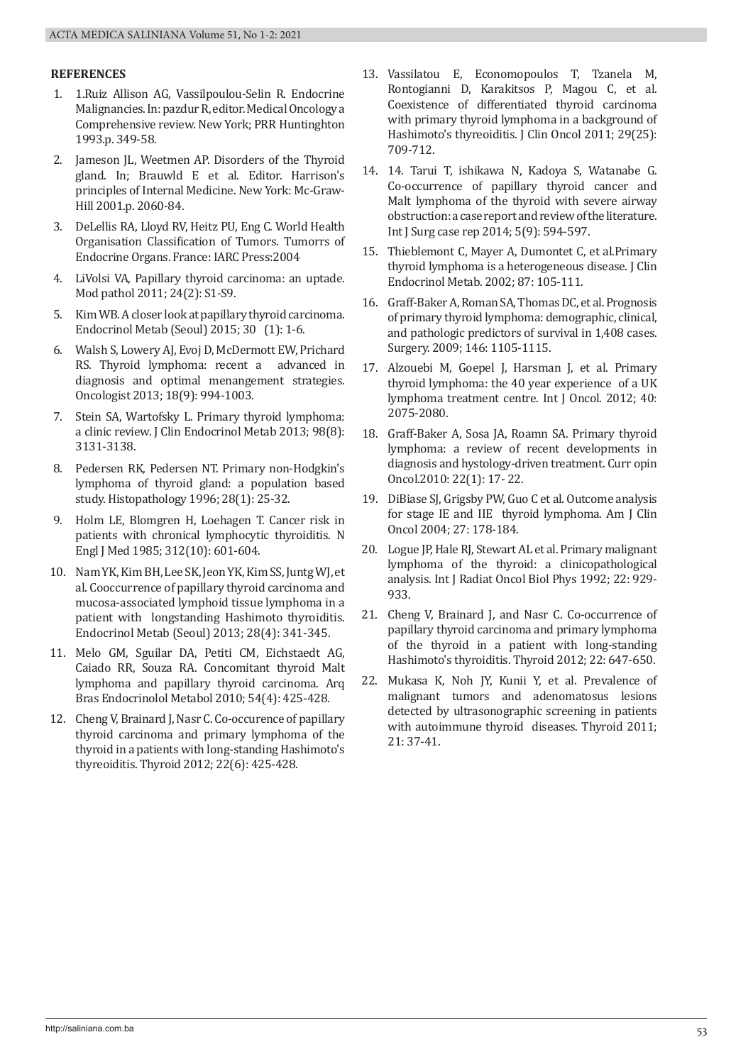**REFERENCES**

1. 1.Ruiz Allison AG, Vassilpoulou-Selin R. Endocrine Malignancies. In: pazdur R, editor. Medical Oncology a Comprehensive review. New York; PRR Huntinghton 1993.p. 349-58.
2. Jameson JL, Weetmen AP. Disorders of the Thyroid gland. In; Brauwld E et al. Editor. Harrison's principles of Internal Medicine. New York: Mc-Graw-Hill 2001.p. 2060-84.
3. DeLellis RA, Lloyd RV, Heitz PU, Eng C. World Health Organisation Classification of Tumors. Tumorrs of Endocrine Organs. France: IARC Press:2004
4. LiVolsi VA, Papillary thyroid carcinoma: an uptade. Mod pathol 2011; 24(2): S1-S9.
5. Kim WB. A closer look at papillary thyroid carcinoma. Endocrinol Metab (Seoul) 2015; 30 (1): 1-6.
6. Walsh S, Lowery AJ, Evoj D, McDermott EW, Prichard RS. Thyroid lymphoma: recent a advanced in diagnosis and optimal menangement strategies. Oncologist 2013; 18(9): 994-1003.
7. Stein SA, Wartofsky L. Primary thyroid lymphoma: a clinic review. J Clin Endocrinol Metab 2013; 98(8): 3131-3138.
8. Pedersen RK, Pedersen NT. Primary non-Hodgkin's lymphoma of thyroid gland: a population based study. Histopathology 1996; 28(1): 25-32.
9. Holm LE, Blomgren H, Loehagen T. Cancer risk in patients with chronical lymphocytic thyroiditis. N Engl J Med 1985; 312(10): 601-604.
10. Nam YK, Kim BH, Lee SK, Jeon YK, Kim SS, Juntg WJ, et al. Cooccurrence of papillary thyroid carcinoma and mucosa-associated lymphoid tissue lymphoma in a patient with longstanding Hashimoto thyroiditis. Endocrinol Metab (Seoul) 2013; 28(4): 341-345.
11. Melo GM, Sguilar DA, Petiti CM, Eichstaedt AG, Caiado RR, Souza RA. Concomitant thyroid Malt lymphoma and papillary thyroid carcinoma. Arq Bras Endocrinolol Metabol 2010; 54(4): 425-428.
12. Cheng V, Brainard J, Nasr C. Co-occurence of papillary thyroid carcinoma and primary lymphoma of the thyroid in a patients with long-standing Hashimoto's thyreoiditis. Thyroid 2012; 22(6): 425-428.
13. Vassilatou E, Economopoulos T, Tzanela M, Rontogianni D, Karakitsos P, Magou C, et al. Coexistence of differentiated thyroid carcinoma with primary thyroid lymphoma in a background of Hashimoto's thyreoiditis. J Clin Oncol 2011; 29(25): 709-712.
14. 14. Tarui T, ishikawa N, Kadoya S, Watanabe G. Co-occurrence of papillary thyroid cancer and Malt lymphoma of the thyroid with severe airway obstruction: a case report and review of the literature. Int J Surg case rep 2014; 5(9): 594-597.
15. Thieblemont C, Mayer A, Dumontet C, et al.Primary thyroid lymphoma is a heterogeneous disease. J Clin Endocrinol Metab. 2002; 87: 105-111.
16. Graff-Baker A, Roman SA, Thomas DC, et al. Prognosis of primary thyroid lymphoma: demographic, clinical, and pathologic predictors of survival in 1,408 cases. Surgery. 2009; 146: 1105-1115.
17. Alzouebi M, Goepel J, Harsman J, et al. Primary thyroid lymphoma: the 40 year experience of a UK lymphoma treatment centre. Int J Oncol. 2012; 40: 2075-2080.
18. Graff-Baker A, Sosa JA, Roamn SA. Primary thyroid lymphoma: a review of recent developments in diagnosis and hystology-driven treatment. Curr opin Oncol.2010: 22(1): 17- 22.
19. DiBiase SJ, Grigsby PW, Guo C et al. Outcome analysis for stage IE and IIE thyroid lymphoma. Am J Clin Oncol 2004; 27: 178-184.
20. Logue JP, Hale RJ, Stewart AL et al. Primary malignant lymphoma of the thyroid: a clinicopathological analysis. Int J Radiat Oncol Biol Phys 1992; 22: 929-933.
21. Cheng V, Brainard J, and Nasr C. Co-occurrence of papillary thyroid carcinoma and primary lymphoma of the thyroid in a patient with long-standing Hashimoto's thyroiditis. Thyroid 2012; 22: 647-650.
22. Mukasa K, Noh JY, Kunii Y, et al. Prevalence of malignant tumors and adenomatosus lesions detected by ultrasonographic screening in patients with autoimmune thyroid diseases. Thyroid 2011; 21: 37-41.